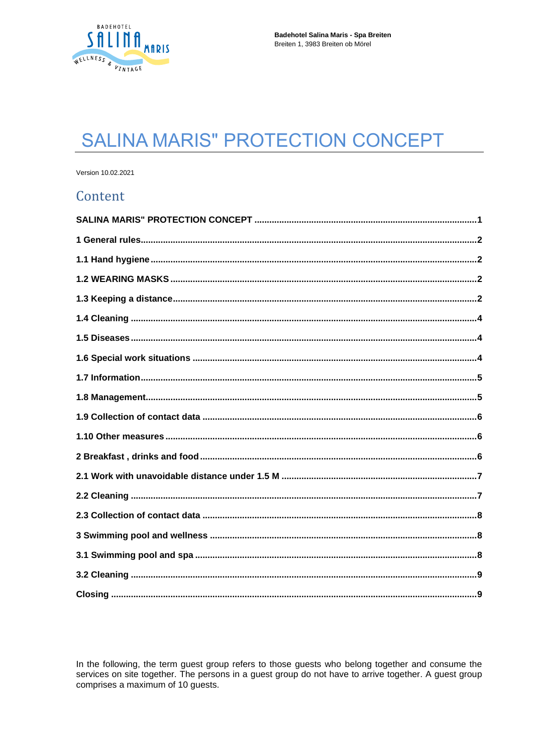Badehotel Salina Maris - Spa Breiten
Breiten 1, 3983 Breiten ob Mörel

# SALINA MARIS" PROTECTION CONCEPT

Version 10.02.2021

## Content

SALINA MARIS" PROTECTION CONCEPT ....................................................... 1

1 General rules ....................................................... 2

1.1 Hand hygiene ....................................................... 2

1.2 WEARING MASKS ....................................................... 2

1.3 Keeping a distance ....................................................... 2

1.4 Cleaning ....................................................... 4

1.5 Diseases ....................................................... 4

1.6 Special work situations ....................................................... 4

1.7 Information ....................................................... 5

1.8 Management ....................................................... 5

1.9 Collection of contact data ....................................................... 6

1.10 Other measures ....................................................... 6

2 Breakfast , drinks and food ....................................................... 6

2.1 Work with unavoidable distance under 1.5 M ....................................................... 7

2.2 Cleaning ....................................................... 7

2.3 Collection of contact data ....................................................... 8

3 Swimming pool and wellness ....................................................... 8

3.1 Swimming pool and spa ....................................................... 8

3.2 Cleaning ....................................................... 9

Closing ....................................................... 9

In the following, the term guest group refers to those guests who belong together and consume the services on site together. The persons in a guest group do not have to arrive together. A guest group comprises a maximum of 10 guests.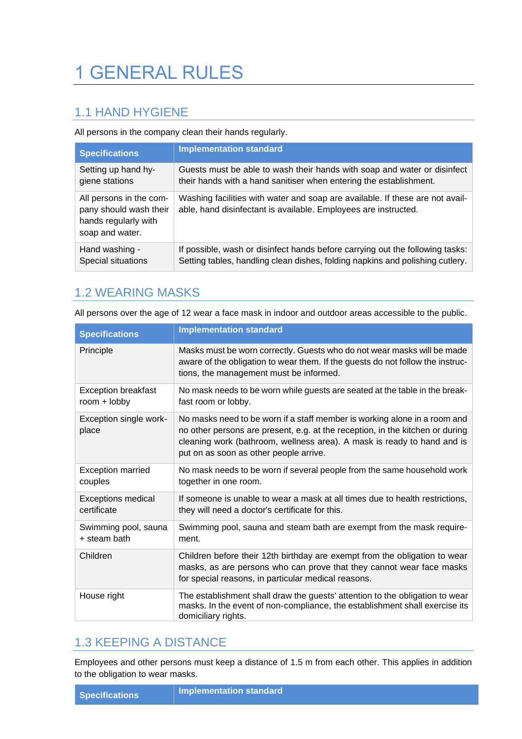# 1 GENERAL RULES

## 1.1 HAND HYGIENE

All persons in the company clean their hands regularly.

| Specifications | Implementation standard |
|---|---|
| Setting up hand hygiene stations | Guests must be able to wash their hands with soap and water or disinfect their hands with a hand sanitiser when entering the establishment. |
| All persons in the company should wash their hands regularly with soap and water. | Washing facilities with water and soap are available. If these are not available, hand disinfectant is available. Employees are instructed. |
| Hand washing - Special situations | If possible, wash or disinfect hands before carrying out the following tasks: Setting tables, handling clean dishes, folding napkins and polishing cutlery. |

## 1.2 WEARING MASKS

All persons over the age of 12 wear a face mask in indoor and outdoor areas accessible to the public.

| Specifications | Implementation standard |
|---|---|
| Principle | Masks must be worn correctly. Guests who do not wear masks will be made aware of the obligation to wear them. If the guests do not follow the instructions, the management must be informed. |
| Exception breakfast room + lobby | No mask needs to be worn while guests are seated at the table in the breakfast room or lobby. |
| Exception single workplace | No masks need to be worn if a staff member is working alone in a room and no other persons are present, e.g. at the reception, in the kitchen or during cleaning work (bathroom, wellness area). A mask is ready to hand and is put on as soon as other people arrive. |
| Exception married couples | No mask needs to be worn if several people from the same household work together in one room. |
| Exceptions medical certificate | If someone is unable to wear a mask at all times due to health restrictions, they will need a doctor's certificate for this. |
| Swimming pool, sauna + steam bath | Swimming pool, sauna and steam bath are exempt from the mask requirement. |
| Children | Children before their 12th birthday are exempt from the obligation to wear masks, as are persons who can prove that they cannot wear face masks for special reasons, in particular medical reasons. |
| House right | The establishment shall draw the guests' attention to the obligation to wear masks. In the event of non-compliance, the establishment shall exercise its domiciliary rights. |

## 1.3 KEEPING A DISTANCE

Employees and other persons must keep a distance of 1.5 m from each other. This applies in addition to the obligation to wear masks.

| Specifications | Implementation standard |
|---|---|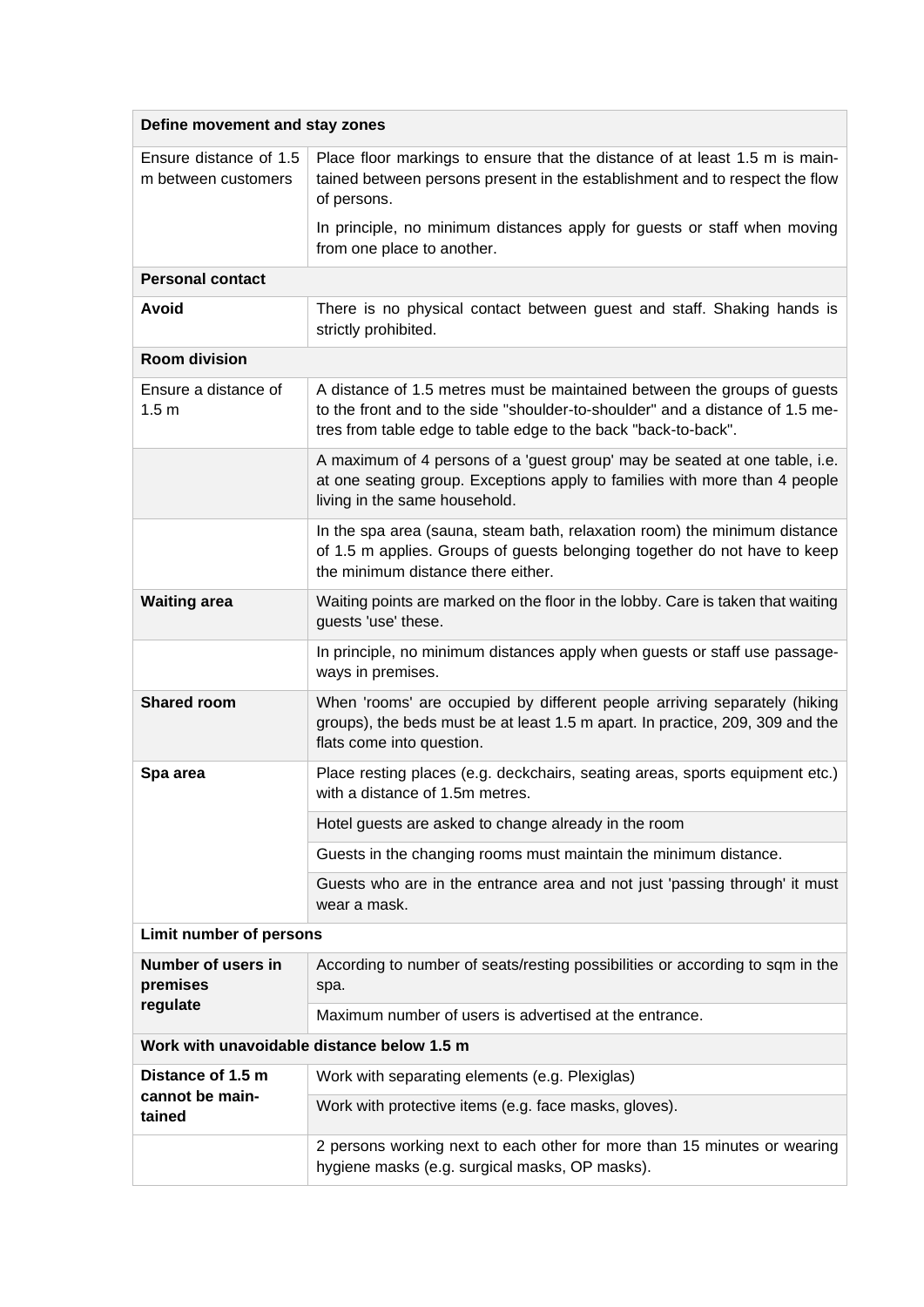| Define movement and stay zones | |
|---|---|
| Ensure distance of 1.5 m between customers | Place floor markings to ensure that the distance of at least 1.5 m is maintained between persons present in the establishment and to respect the flow of persons. In principle, no minimum distances apply for guests or staff when moving from one place to another. |
| **Personal contact** | |
| **Avoid** | There is no physical contact between guest and staff. Shaking hands is strictly prohibited. |
| **Room division** | |
| Ensure a distance of 1.5 m | A distance of 1.5 metres must be maintained between the groups of guests to the front and to the side "shoulder-to-shoulder" and a distance of 1.5 metres from table edge to table edge to the back "back-to-back". |
| | A maximum of 4 persons of a 'guest group' may be seated at one table, i.e. at one seating group. Exceptions apply to families with more than 4 people living in the same household. |
| | In the spa area (sauna, steam bath, relaxation room) the minimum distance of 1.5 m applies. Groups of guests belonging together do not have to keep the minimum distance there either. |
| **Waiting area** | Waiting points are marked on the floor in the lobby. Care is taken that waiting guests 'use' these. |
| | In principle, no minimum distances apply when guests or staff use passageways in premises. |
| **Shared room** | When 'rooms' are occupied by different people arriving separately (hiking groups), the beds must be at least 1.5 m apart. In practice, 209, 309 and the flats come into question. |
| **Spa area** | Place resting places (e.g. deckchairs, seating areas, sports equipment etc.) with a distance of 1.5m metres. |
| | Hotel guests are asked to change already in the room |
| | Guests in the changing rooms must maintain the minimum distance. |
| | Guests who are in the entrance area and not just 'passing through' it must wear a mask. |
| **Limit number of persons** | |
| **Number of users in premises regulate** | According to number of seats/resting possibilities or according to sqm in the spa. |
| | Maximum number of users is advertised at the entrance. |
| **Work with unavoidable distance below 1.5 m** | |
| **Distance of 1.5 m cannot be maintained** | Work with separating elements (e.g. Plexiglas) |
| | Work with protective items (e.g. face masks, gloves). |
| | 2 persons working next to each other for more than 15 minutes or wearing hygiene masks (e.g. surgical masks, OP masks). |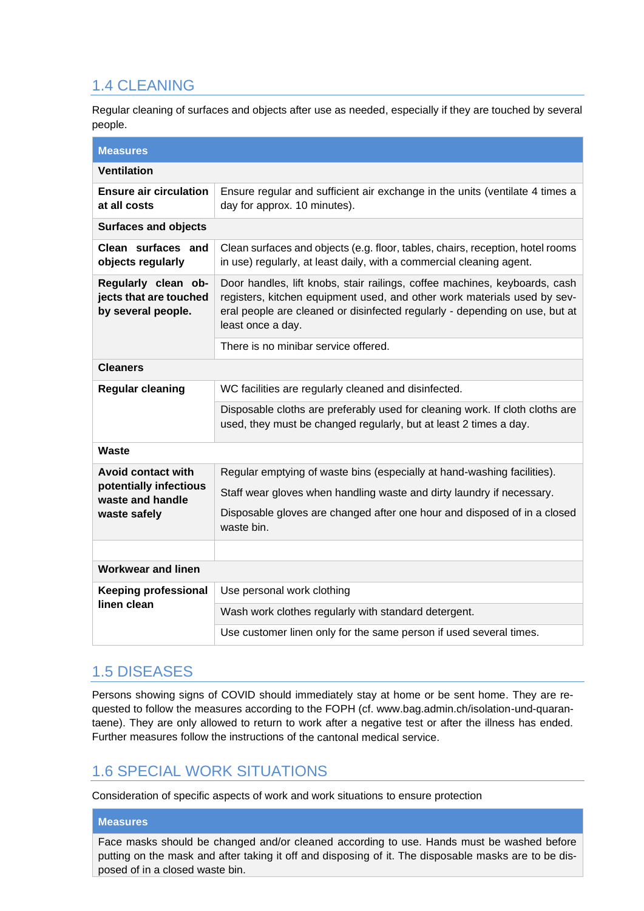## 1.4 CLEANING

Regular cleaning of surfaces and objects after use as needed, especially if they are touched by several people.

| Measures | |
|---|---|
| **Ventilation** | |
| **Ensure air circulation at all costs** | Ensure regular and sufficient air exchange in the units (ventilate 4 times a day for approx. 10 minutes). |
| **Surfaces and objects** | |
| **Clean surfaces and objects regularly** | Clean surfaces and objects (e.g. floor, tables, chairs, reception, hotel rooms in use) regularly, at least daily, with a commercial cleaning agent. |
| **Regularly clean objects that are touched by several people.** | Door handles, lift knobs, stair railings, coffee machines, keyboards, cash registers, kitchen equipment used, and other work materials used by several people are cleaned or disinfected regularly - depending on use, but at least once a day. |
| | There is no minibar service offered. |
| **Cleaners** | |
| **Regular cleaning** | WC facilities are regularly cleaned and disinfected. |
| | Disposable cloths are preferably used for cleaning work. If cloth cloths are used, they must be changed regularly, but at least 2 times a day. |
| **Waste** | |
| **Avoid contact with potentially infectious waste and handle waste safely** | Regular emptying of waste bins (especially at hand-washing facilities).<br>Staff wear gloves when handling waste and dirty laundry if necessary.<br>Disposable gloves are changed after one hour and disposed of in a closed waste bin. |
| | |
| **Workwear and linen** | |
| **Keeping professional linen clean** | Use personal work clothing |
| | Wash work clothes regularly with standard detergent. |
| | Use customer linen only for the same person if used several times. |

## 1.5 DISEASES

Persons showing signs of COVID should immediately stay at home or be sent home. They are requested to follow the measures according to the FOPH (cf. www.bag.admin.ch/isolation-und-quarantaene). They are only allowed to return to work after a negative test or after the illness has ended. Further measures follow the instructions of the cantonal medical service.

## 1.6 SPECIAL WORK SITUATIONS

Consideration of specific aspects of work and work situations to ensure protection

| Measures |
|---|
| Face masks should be changed and/or cleaned according to use. Hands must be washed before putting on the mask and after taking it off and disposing of it. The disposable masks are to be disposed of in a closed waste bin. |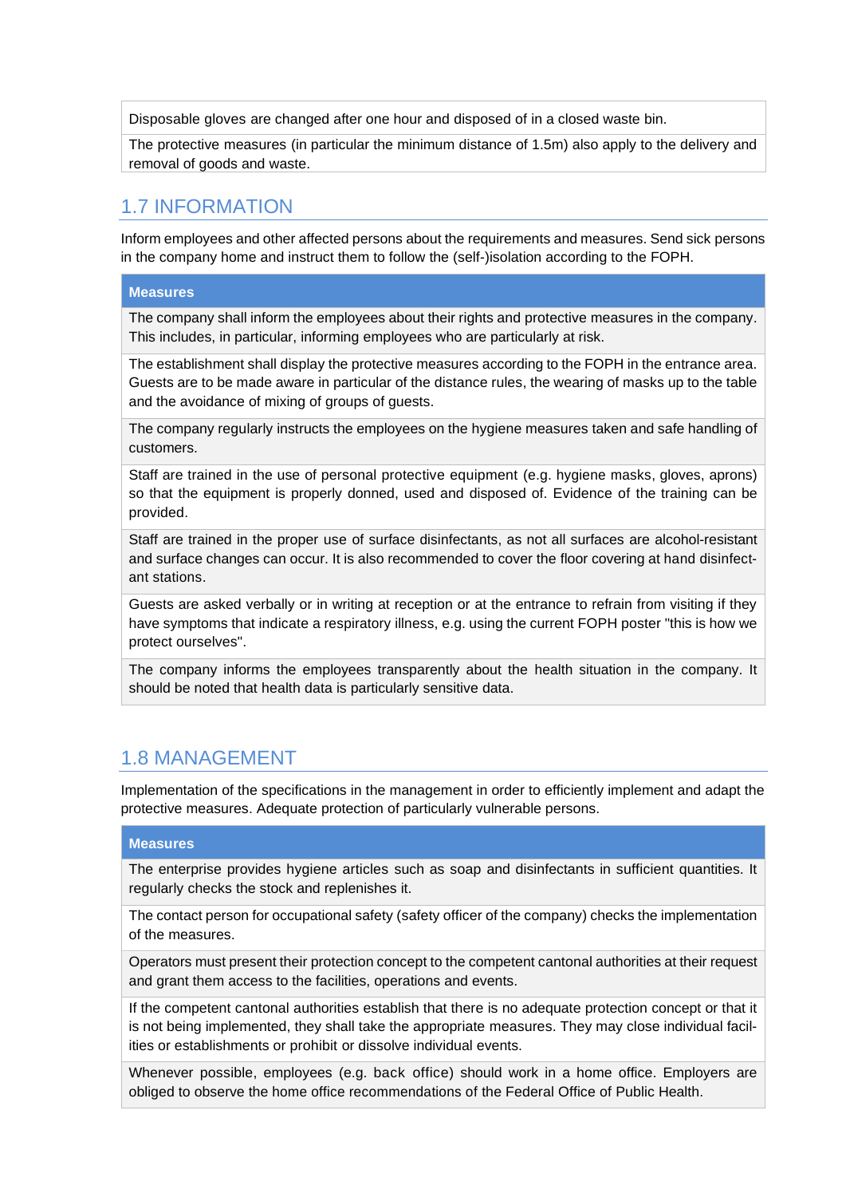| |
|---|
| Disposable gloves are changed after one hour and disposed of in a closed waste bin. |
| The protective measures (in particular the minimum distance of 1.5m) also apply to the delivery and removal of goods and waste. |

## 1.7 INFORMATION

Inform employees and other affected persons about the requirements and measures. Send sick persons in the company home and instruct them to follow the (self-)isolation according to the FOPH.

| **Measures** |
|---|
| The company shall inform the employees about their rights and protective measures in the company. This includes, in particular, informing employees who are particularly at risk. |
| The establishment shall display the protective measures according to the FOPH in the entrance area. Guests are to be made aware in particular of the distance rules, the wearing of masks up to the table and the avoidance of mixing of groups of guests. |
| The company regularly instructs the employees on the hygiene measures taken and safe handling of customers. |
| Staff are trained in the use of personal protective equipment (e.g. hygiene masks, gloves, aprons) so that the equipment is properly donned, used and disposed of. Evidence of the training can be provided. |
| Staff are trained in the proper use of surface disinfectants, as not all surfaces are alcohol-resistant and surface changes can occur. It is also recommended to cover the floor covering at hand disinfectant stations. |
| Guests are asked verbally or in writing at reception or at the entrance to refrain from visiting if they have symptoms that indicate a respiratory illness, e.g. using the current FOPH poster "this is how we protect ourselves". |
| The company informs the employees transparently about the health situation in the company. It should be noted that health data is particularly sensitive data. |

## 1.8 MANAGEMENT

Implementation of the specifications in the management in order to efficiently implement and adapt the protective measures. Adequate protection of particularly vulnerable persons.

| **Measures** |
|---|
| The enterprise provides hygiene articles such as soap and disinfectants in sufficient quantities. It regularly checks the stock and replenishes it. |
| The contact person for occupational safety (safety officer of the company) checks the implementation of the measures. |
| Operators must present their protection concept to the competent cantonal authorities at their request and grant them access to the facilities, operations and events. |
| If the competent cantonal authorities establish that there is no adequate protection concept or that it is not being implemented, they shall take the appropriate measures. They may close individual facilities or establishments or prohibit or dissolve individual events. |
| Whenever possible, employees (e.g. back office) should work in a home office. Employers are obliged to observe the home office recommendations of the Federal Office of Public Health. |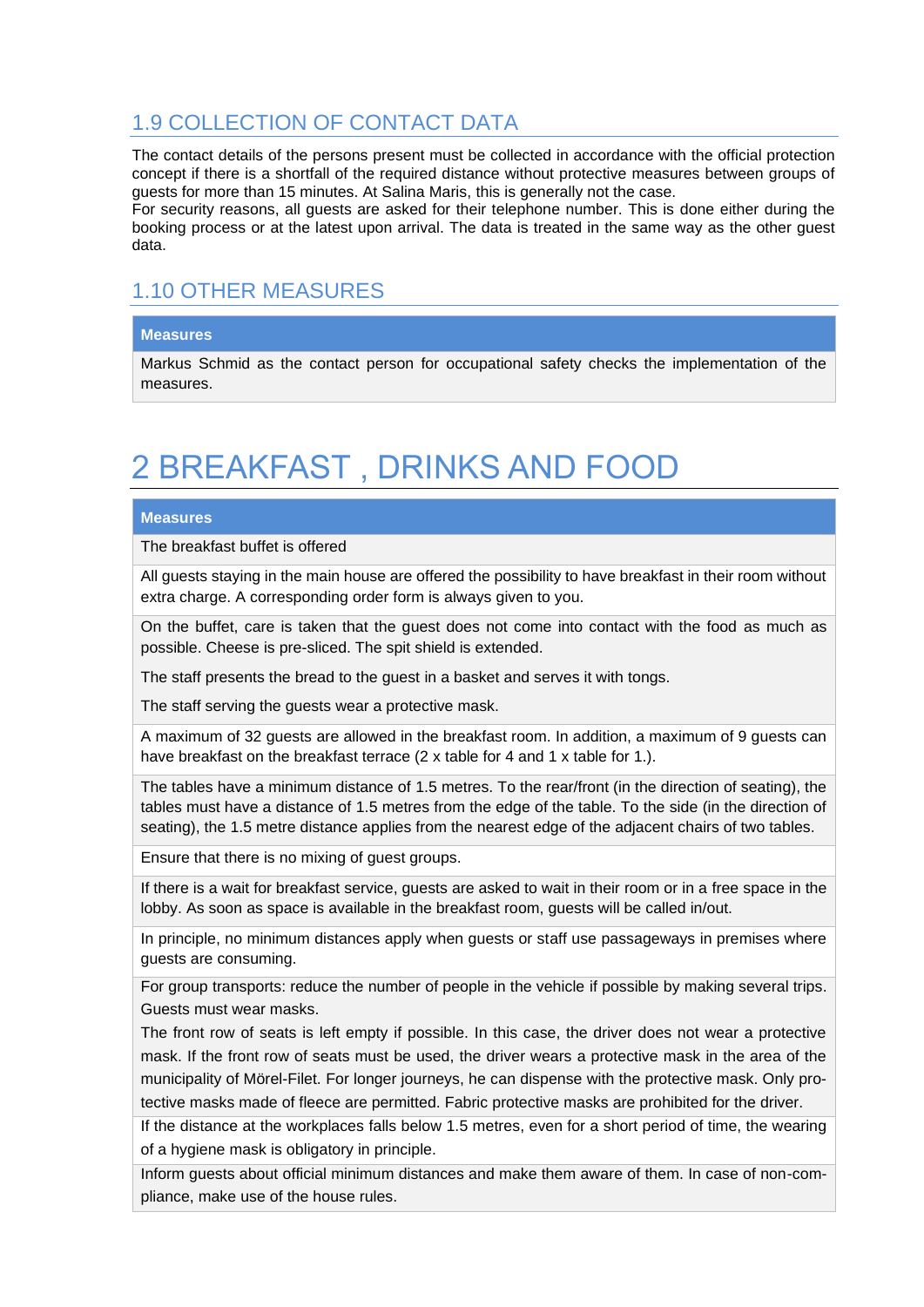## 1.9 COLLECTION OF CONTACT DATA

The contact details of the persons present must be collected in accordance with the official protection concept if there is a shortfall of the required distance without protective measures between groups of guests for more than 15 minutes. At Salina Maris, this is generally not the case.
For security reasons, all guests are asked for their telephone number. This is done either during the booking process or at the latest upon arrival. The data is treated in the same way as the other guest data.

## 1.10 OTHER MEASURES

| Measures |
|---|
| Markus Schmid as the contact person for occupational safety checks the implementation of the measures. |

# 2 BREAKFAST , DRINKS AND FOOD

| Measures |
|---|
| The breakfast buffet is offered |
| All guests staying in the main house are offered the possibility to have breakfast in their room without extra charge. A corresponding order form is always given to you. |
| On the buffet, care is taken that the guest does not come into contact with the food as much as possible. Cheese is pre-sliced. The spit shield is extended.<br>The staff presents the bread to the guest in a basket and serves it with tongs.<br>The staff serving the guests wear a protective mask. |
| A maximum of 32 guests are allowed in the breakfast room. In addition, a maximum of 9 guests can have breakfast on the breakfast terrace (2 x table for 4 and 1 x table for 1.). |
| The tables have a minimum distance of 1.5 metres. To the rear/front (in the direction of seating), the tables must have a distance of 1.5 metres from the edge of the table. To the side (in the direction of seating), the 1.5 metre distance applies from the nearest edge of the adjacent chairs of two tables. |
| Ensure that there is no mixing of guest groups. |
| If there is a wait for breakfast service, guests are asked to wait in their room or in a free space in the lobby. As soon as space is available in the breakfast room, guests will be called in/out. |
| In principle, no minimum distances apply when guests or staff use passageways in premises where guests are consuming. |
| For group transports: reduce the number of people in the vehicle if possible by making several trips. Guests must wear masks.<br>The front row of seats is left empty if possible. In this case, the driver does not wear a protective mask. If the front row of seats must be used, the driver wears a protective mask in the area of the municipality of Mörel-Filet. For longer journeys, he can dispense with the protective mask. Only protective masks made of fleece are permitted. Fabric protective masks are prohibited for the driver. |
| If the distance at the workplaces falls below 1.5 metres, even for a short period of time, the wearing of a hygiene mask is obligatory in principle. |
| Inform guests about official minimum distances and make them aware of them. In case of non-compliance, make use of the house rules. |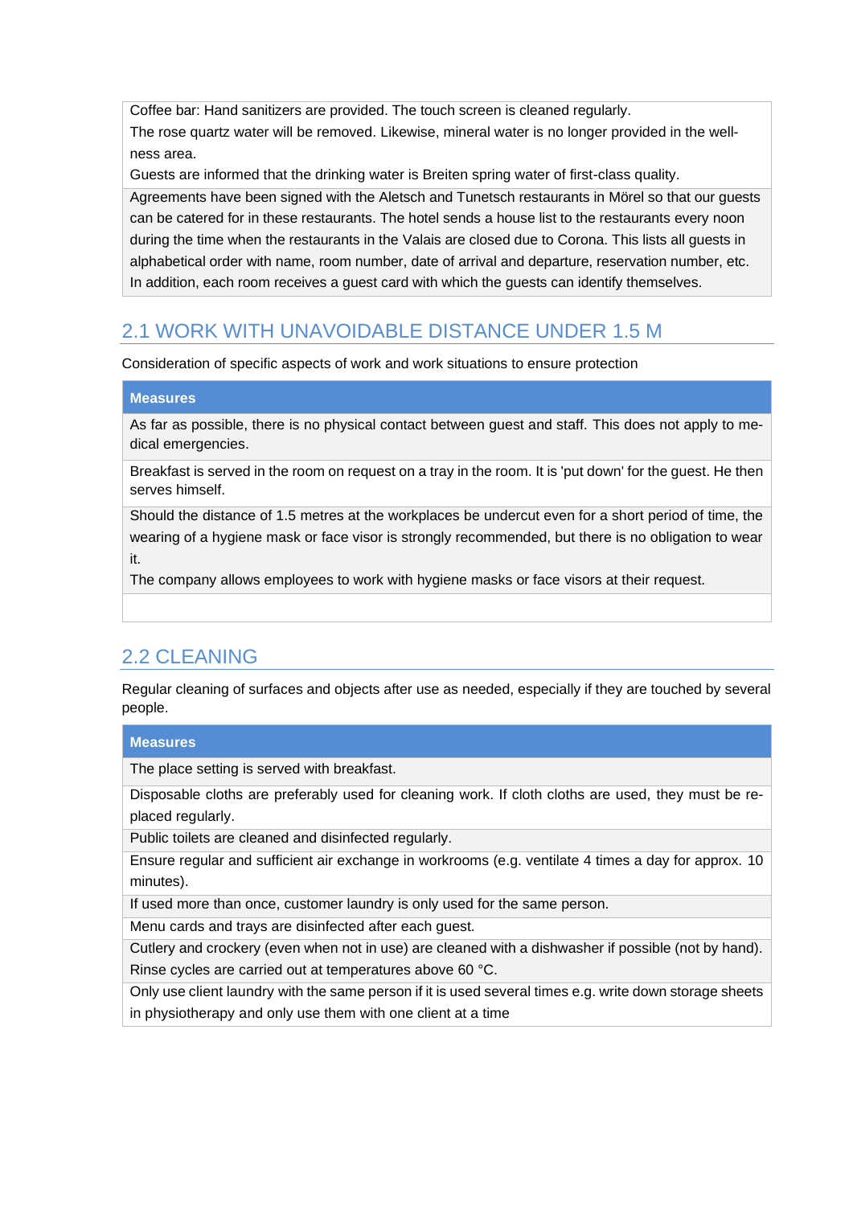| |
|---|
| Coffee bar: Hand sanitizers are provided. The touch screen is cleaned regularly.<br>The rose quartz water will be removed. Likewise, mineral water is no longer provided in the well-ness area.<br>Guests are informed that the drinking water is Breiten spring water of first-class quality. |
| Agreements have been signed with the Aletsch and Tunetsch restaurants in Mörel so that our guests can be catered for in these restaurants. The hotel sends a house list to the restaurants every noon during the time when the restaurants in the Valais are closed due to Corona. This lists all guests in alphabetical order with name, room number, date of arrival and departure, reservation number, etc. In addition, each room receives a guest card with which the guests can identify themselves. |

## 2.1 WORK WITH UNAVOIDABLE DISTANCE UNDER 1.5 M

Consideration of specific aspects of work and work situations to ensure protection

| Measures |
|---|
| As far as possible, there is no physical contact between guest and staff. This does not apply to medical emergencies. |
| Breakfast is served in the room on request on a tray in the room. It is 'put down' for the guest. He then serves himself. |
| Should the distance of 1.5 metres at the workplaces be undercut even for a short period of time, the wearing of a hygiene mask or face visor is strongly recommended, but there is no obligation to wear it.<br>The company allows employees to work with hygiene masks or face visors at their request. |
| |

## 2.2 CLEANING

Regular cleaning of surfaces and objects after use as needed, especially if they are touched by several people.

| Measures |
|---|
| The place setting is served with breakfast. |
| Disposable cloths are preferably used for cleaning work. If cloth cloths are used, they must be replaced regularly. |
| Public toilets are cleaned and disinfected regularly. |
| Ensure regular and sufficient air exchange in workrooms (e.g. ventilate 4 times a day for approx. 10 minutes). |
| If used more than once, customer laundry is only used for the same person. |
| Menu cards and trays are disinfected after each guest. |
| Cutlery and crockery (even when not in use) are cleaned with a dishwasher if possible (not by hand). Rinse cycles are carried out at temperatures above 60 °C. |
| Only use client laundry with the same person if it is used several times e.g. write down storage sheets in physiotherapy and only use them with one client at a time |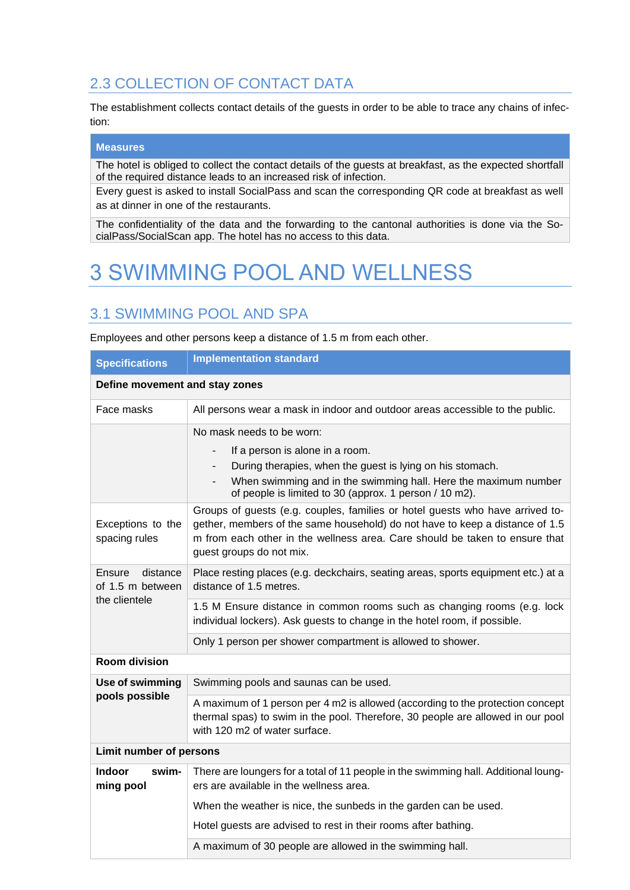## 2.3 COLLECTION OF CONTACT DATA

The establishment collects contact details of the guests in order to be able to trace any chains of infection:

| Measures |
|---|
| The hotel is obliged to collect the contact details of the guests at breakfast, as the expected shortfall of the required distance leads to an increased risk of infection. |
| Every guest is asked to install SocialPass and scan the corresponding QR code at breakfast as well as at dinner in one of the restaurants. |
| The confidentiality of the data and the forwarding to the cantonal authorities is done via the SocialPass/SocialScan app. The hotel has no access to this data. |

# 3 SWIMMING POOL AND WELLNESS

## 3.1 SWIMMING POOL AND SPA

Employees and other persons keep a distance of 1.5 m from each other.

| Specifications | Implementation standard |
|---|---|
| **Define movement and stay zones** | |
| Face masks | All persons wear a mask in indoor and outdoor areas accessible to the public. |
| | No mask needs to be worn:<br>- If a person is alone in a room.<br>- During therapies, when the guest is lying on his stomach.<br>- When swimming and in the swimming hall. Here the maximum number of people is limited to 30 (approx. 1 person / 10 m2). |
| Exceptions to the spacing rules | Groups of guests (e.g. couples, families or hotel guests who have arrived together, members of the same household) do not have to keep a distance of 1.5 m from each other in the wellness area. Care should be taken to ensure that guest groups do not mix. |
| Ensure distance of 1.5 m between the clientele | Place resting places (e.g. deckchairs, seating areas, sports equipment etc.) at a distance of 1.5 metres. |
| | 1.5 M Ensure distance in common rooms such as changing rooms (e.g. lock individual lockers). Ask guests to change in the hotel room, if possible. |
| | Only 1 person per shower compartment is allowed to shower. |
| **Room division** | |
| **Use of swimming pools possible** | Swimming pools and saunas can be used. |
| | A maximum of 1 person per 4 m2 is allowed (according to the protection concept thermal spas) to swim in the pool. Therefore, 30 people are allowed in our pool with 120 m2 of water surface. |
| **Limit number of persons** | |
| **Indoor swimming pool** | There are loungers for a total of 11 people in the swimming hall. Additional loungers are available in the wellness area.<br>When the weather is nice, the sunbeds in the garden can be used.<br>Hotel guests are advised to rest in their rooms after bathing. |
| | A maximum of 30 people are allowed in the swimming hall. |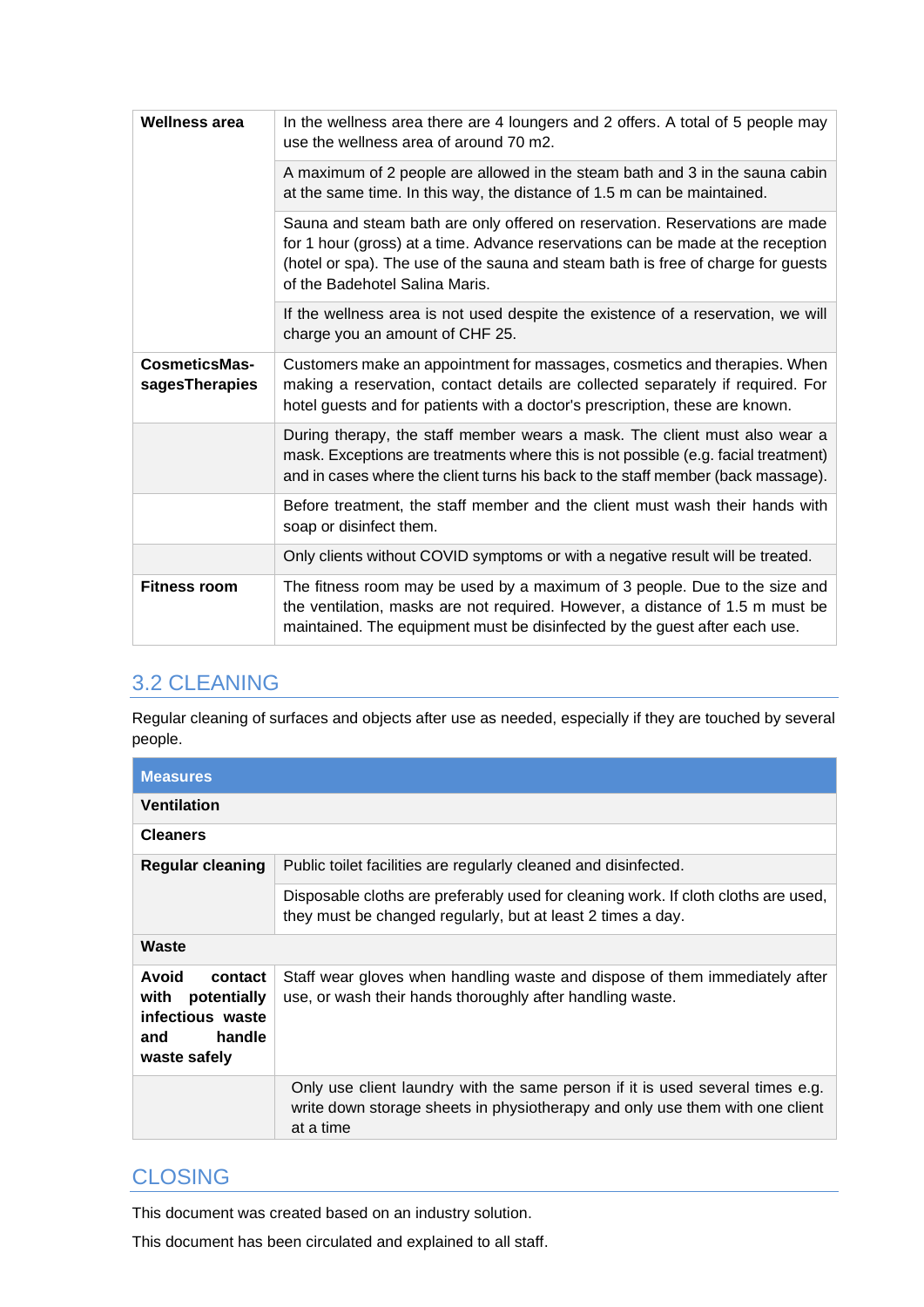| | |
|---|---|
| **Wellness area** | In the wellness area there are 4 loungers and 2 offers. A total of 5 people may use the wellness area of around 70 m2. |
| | A maximum of 2 people are allowed in the steam bath and 3 in the sauna cabin at the same time. In this way, the distance of 1.5 m can be maintained. |
| | Sauna and steam bath are only offered on reservation. Reservations are made for 1 hour (gross) at a time. Advance reservations can be made at the reception (hotel or spa). The use of the sauna and steam bath is free of charge for guests of the Badehotel Salina Maris. |
| | If the wellness area is not used despite the existence of a reservation, we will charge you an amount of CHF 25. |
| **CosmeticsMassagesTherapies** | Customers make an appointment for massages, cosmetics and therapies. When making a reservation, contact details are collected separately if required. For hotel guests and for patients with a doctor's prescription, these are known. |
| | During therapy, the staff member wears a mask. The client must also wear a mask. Exceptions are treatments where this is not possible (e.g. facial treatment) and in cases where the client turns his back to the staff member (back massage). |
| | Before treatment, the staff member and the client must wash their hands with soap or disinfect them. |
| | Only clients without COVID symptoms or with a negative result will be treated. |
| **Fitness room** | The fitness room may be used by a maximum of 3 people. Due to the size and the ventilation, masks are not required. However, a distance of 1.5 m must be maintained. The equipment must be disinfected by the guest after each use. |

## 3.2 CLEANING

Regular cleaning of surfaces and objects after use as needed, especially if they are touched by several people.

| **Measures** | |
|---|---|
| **Ventilation** | |
| **Cleaners** | |
| **Regular cleaning** | Public toilet facilities are regularly cleaned and disinfected. |
| | Disposable cloths are preferably used for cleaning work. If cloth cloths are used, they must be changed regularly, but at least 2 times a day. |
| **Waste** | |
| **Avoid contact with potentially infectious waste and handle waste safely** | Staff wear gloves when handling waste and dispose of them immediately after use, or wash their hands thoroughly after handling waste. |
| | Only use client laundry with the same person if it is used several times e.g. write down storage sheets in physiotherapy and only use them with one client at a time |

## CLOSING

This document was created based on an industry solution.

This document has been circulated and explained to all staff.